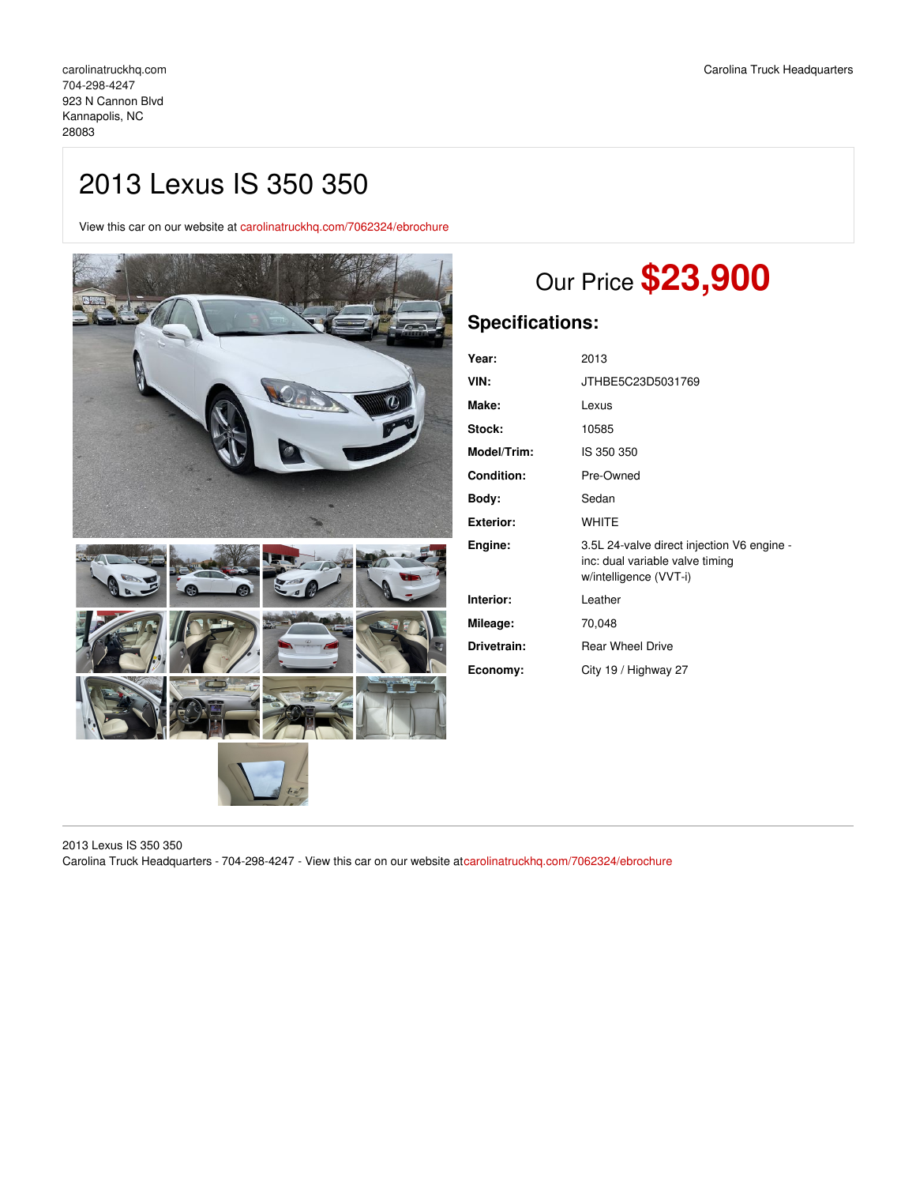carolinatruckhq.com
704-298-4247
923 N Cannon Blvd
Kannapolis, NC
28083

Carolina Truck Headquarters

# 2013 Lexus IS 350 350

View this car on our website at carolinatruckhq.com/7062324/ebrochure

## Our Price **$23,900**

## Specifications:

| | |
|---|---|
| **Year:** | 2013 |
| **VIN:** | JTHBE5C23D5031769 |
| **Make:** | Lexus |
| **Stock:** | 10585 |
| **Model/Trim:** | IS 350 350 |
| **Condition:** | Pre-Owned |
| **Body:** | Sedan |
| **Exterior:** | WHITE |
| **Engine:** | 3.5L 24-valve direct injection V6 engine - inc: dual variable valve timing w/intelligence (VVT-i) |
| **Interior:** | Leather |
| **Mileage:** | 70,048 |
| **Drivetrain:** | Rear Wheel Drive |
| **Economy:** | City 19 / Highway 27 |

2013 Lexus IS 350 350
Carolina Truck Headquarters - 704-298-4247 - View this car on our website atcarolinatruckhq.com/7062324/ebrochure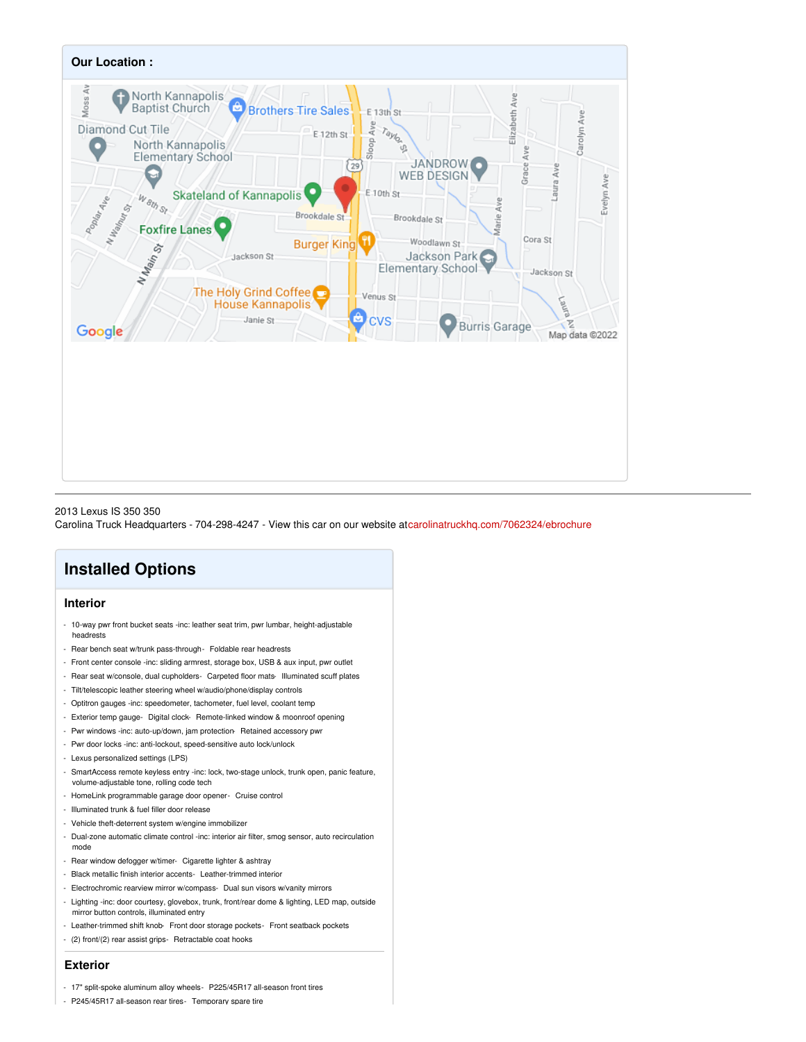## Our Location :

2013 Lexus IS 350 350
Carolina Truck Headquarters - 704-298-4247 - View this car on our website atcarolinatruckhq.com/7062324/ebrochure

# Installed Options

## Interior

- 10-way pwr front bucket seats -inc: leather seat trim, pwr lumbar, height-adjustable headrests
- Rear bench seat w/trunk pass-through- Foldable rear headrests
- Front center console -inc: sliding armrest, storage box, USB & aux input, pwr outlet
- Rear seat w/console, dual cupholders- Carpeted floor mats- Illuminated scuff plates
- Tilt/telescopic leather steering wheel w/audio/phone/display controls
- Optitron gauges -inc: speedometer, tachometer, fuel level, coolant temp
- Exterior temp gauge- Digital clock- Remote-linked window & moonroof opening
- Pwr windows -inc: auto-up/down, jam protection- Retained accessory pwr
- Pwr door locks -inc: anti-lockout, speed-sensitive auto lock/unlock
- Lexus personalized settings (LPS)
- SmartAccess remote keyless entry -inc: lock, two-stage unlock, trunk open, panic feature, volume-adjustable tone, rolling code tech
- HomeLink programmable garage door opener- Cruise control
- Illuminated trunk & fuel filler door release
- Vehicle theft-deterrent system w/engine immobilizer
- Dual-zone automatic climate control -inc: interior air filter, smog sensor, auto recirculation mode
- Rear window defogger w/timer- Cigarette lighter & ashtray
- Black metallic finish interior accents- Leather-trimmed interior
- Electrochromic rearview mirror w/compass- Dual sun visors w/vanity mirrors
- Lighting -inc: door courtesy, glovebox, trunk, front/rear dome & lighting, LED map, outside mirror button controls, illuminated entry
- Leather-trimmed shift knob- Front door storage pockets- Front seatback pockets
- (2) front/(2) rear assist grips- Retractable coat hooks

## Exterior

- 17" split-spoke aluminum alloy wheels- P225/45R17 all-season front tires
- P245/45R17 all-season rear tires- Temporary spare tire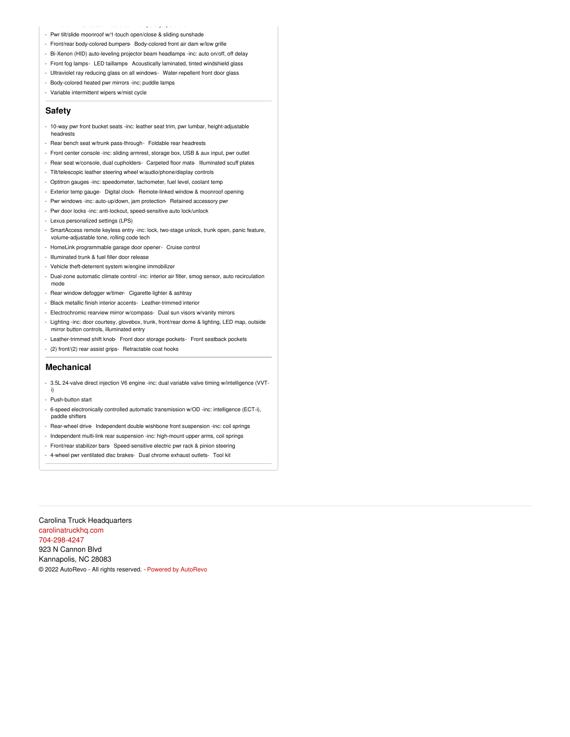- Pwr tilt/slide moonroof w/1-touch open/close & sliding sunshade
- Front/rear body-colored bumpers- Body-colored front air dam w/low grille
- Bi-Xenon (HID) auto-leveling projector beam headlamps -inc: auto on/off, off delay
- Front fog lamps- LED taillamps- Acoustically laminated, tinted windshield glass
- Ultraviolet ray reducing glass on all windows- Water-repellent front door glass
- Body-colored heated pwr mirrors -inc: puddle lamps
- Variable intermittent wipers w/mist cycle

## Safety

- 10-way pwr front bucket seats -inc: leather seat trim, pwr lumbar, height-adjustable headrests
- Rear bench seat w/trunk pass-through- Foldable rear headrests
- Front center console -inc: sliding armrest, storage box, USB & aux input, pwr outlet
- Rear seat w/console, dual cupholders- Carpeted floor mats- Illuminated scuff plates
- Tilt/telescopic leather steering wheel w/audio/phone/display controls
- Optitron gauges -inc: speedometer, tachometer, fuel level, coolant temp
- Exterior temp gauge- Digital clock- Remote-linked window & moonroof opening
- Pwr windows -inc: auto-up/down, jam protection- Retained accessory pwr
- Pwr door locks -inc: anti-lockout, speed-sensitive auto lock/unlock
- Lexus personalized settings (LPS)
- SmartAccess remote keyless entry -inc: lock, two-stage unlock, trunk open, panic feature, volume-adjustable tone, rolling code tech
- HomeLink programmable garage door opener- Cruise control
- Illuminated trunk & fuel filler door release
- Vehicle theft-deterrent system w/engine immobilizer
- Dual-zone automatic climate control -inc: interior air filter, smog sensor, auto recirculation mode
- Rear window defogger w/timer- Cigarette lighter & ashtray
- Black metallic finish interior accents- Leather-trimmed interior
- Electrochromic rearview mirror w/compass- Dual sun visors w/vanity mirrors
- Lighting -inc: door courtesy, glovebox, trunk, front/rear dome & lighting, LED map, outside mirror button controls, illuminated entry
- Leather-trimmed shift knob- Front door storage pockets- Front seatback pockets
- (2) front/(2) rear assist grips- Retractable coat hooks

## Mechanical

- 3.5L 24-valve direct injection V6 engine -inc: dual variable valve timing w/intelligence (VVT-i)
- Push-button start
- 6-speed electronically controlled automatic transmission w/OD -inc: intelligence (ECT-i), paddle shifters
- Rear-wheel drive- Independent double wishbone front suspension -inc: coil springs
- Independent multi-link rear suspension -inc: high-mount upper arms, coil springs
- Front/rear stabilizer bars- Speed-sensitive electric pwr rack & pinion steering
- 4-wheel pwr ventilated disc brakes- Dual chrome exhaust outlets- Tool kit

Carolina Truck Headquarters
carolinatruckhq.com
704-298-4247
923 N Cannon Blvd
Kannapolis, NC 28083
© 2022 AutoRevo - All rights reserved. - Powered by AutoRevo